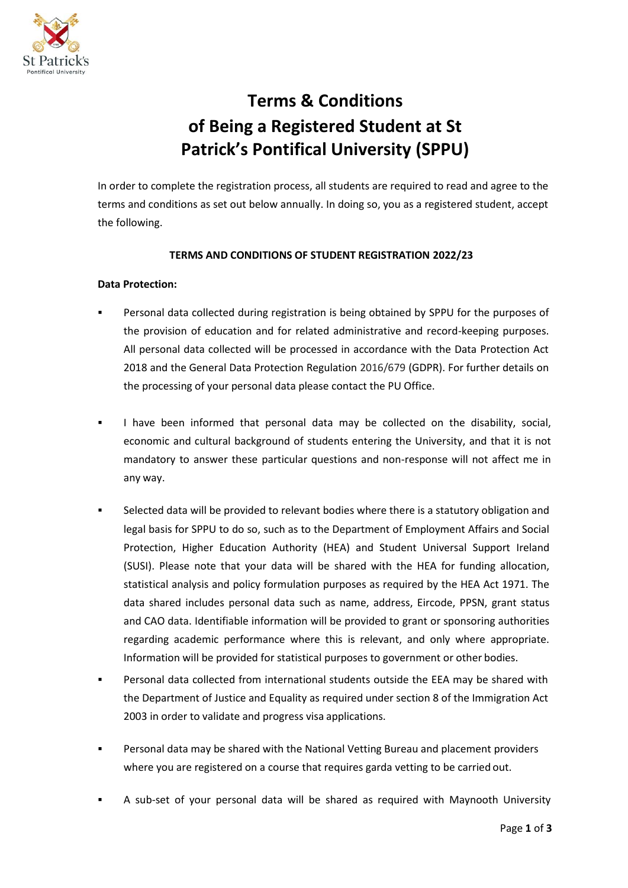# Terms & Conditions of Being a Registered Student at St Patrick's Pontifical University (SPPU)

In order to complete the registration process, all students are required to read and agree to the terms and conditions as set out below annually. In doing so, you as a registered student, accept the following.

**TERMS AND CONDITIONS OF STUDENT REGISTRATION 2022/23**

**Data Protection:**

- Personal data collected during registration is being obtained by SPPU for the purposes of the provision of education and for related administrative and record-keeping purposes. All personal data collected will be processed in accordance with the Data Protection Act 2018 and the General Data Protection Regulation 2016/679 (GDPR). For further details on the processing of your personal data please contact the PU Office.

- I have been informed that personal data may be collected on the disability, social, economic and cultural background of students entering the University, and that it is not mandatory to answer these particular questions and non-response will not affect me in any way.

- Selected data will be provided to relevant bodies where there is a statutory obligation and legal basis for SPPU to do so, such as to the Department of Employment Affairs and Social Protection, Higher Education Authority (HEA) and Student Universal Support Ireland (SUSI). Please note that your data will be shared with the HEA for funding allocation, statistical analysis and policy formulation purposes as required by the HEA Act 1971. The data shared includes personal data such as name, address, Eircode, PPSN, grant status and CAO data. Identifiable information will be provided to grant or sponsoring authorities regarding academic performance where this is relevant, and only where appropriate. Information will be provided for statistical purposes to government or other bodies.
- Personal data collected from international students outside the EEA may be shared with the Department of Justice and Equality as required under section 8 of the Immigration Act 2003 in order to validate and progress visa applications.

- Personal data may be shared with the National Vetting Bureau and placement providers where you are registered on a course that requires garda vetting to be carried out.

- A sub-set of your personal data will be shared as required with Maynooth University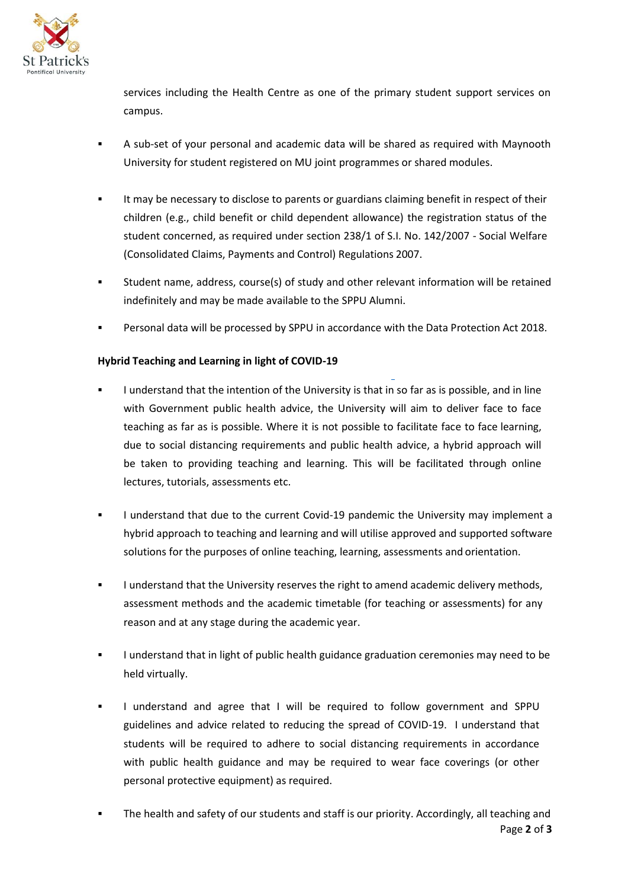services including the Health Centre as one of the primary student support services on campus.

- A sub-set of your personal and academic data will be shared as required with Maynooth University for student registered on MU joint programmes or shared modules.

- It may be necessary to disclose to parents or guardians claiming benefit in respect of their children (e.g., child benefit or child dependent allowance) the registration status of the student concerned, as required under section 238/1 of S.I. No. 142/2007 - Social Welfare (Consolidated Claims, Payments and Control) Regulations 2007.

- Student name, address, course(s) of study and other relevant information will be retained indefinitely and may be made available to the SPPU Alumni.

- Personal data will be processed by SPPU in accordance with the Data Protection Act 2018.

**Hybrid Teaching and Learning in light of COVID-19**

- I understand that the intention of the University is that in so far as is possible, and in line with Government public health advice, the University will aim to deliver face to face teaching as far as is possible. Where it is not possible to facilitate face to face learning, due to social distancing requirements and public health advice, a hybrid approach will be taken to providing teaching and learning. This will be facilitated through online lectures, tutorials, assessments etc.

- I understand that due to the current Covid-19 pandemic the University may implement a hybrid approach to teaching and learning and will utilise approved and supported software solutions for the purposes of online teaching, learning, assessments and orientation.

- I understand that the University reserves the right to amend academic delivery methods, assessment methods and the academic timetable (for teaching or assessments) for any reason and at any stage during the academic year.

- I understand that in light of public health guidance graduation ceremonies may need to be held virtually.

- I understand and agree that I will be required to follow government and SPPU guidelines and advice related to reducing the spread of COVID-19. I understand that students will be required to adhere to social distancing requirements in accordance with public health guidance and may be required to wear face coverings (or other personal protective equipment) as required.

- The health and safety of our students and staff is our priority. Accordingly, all teaching and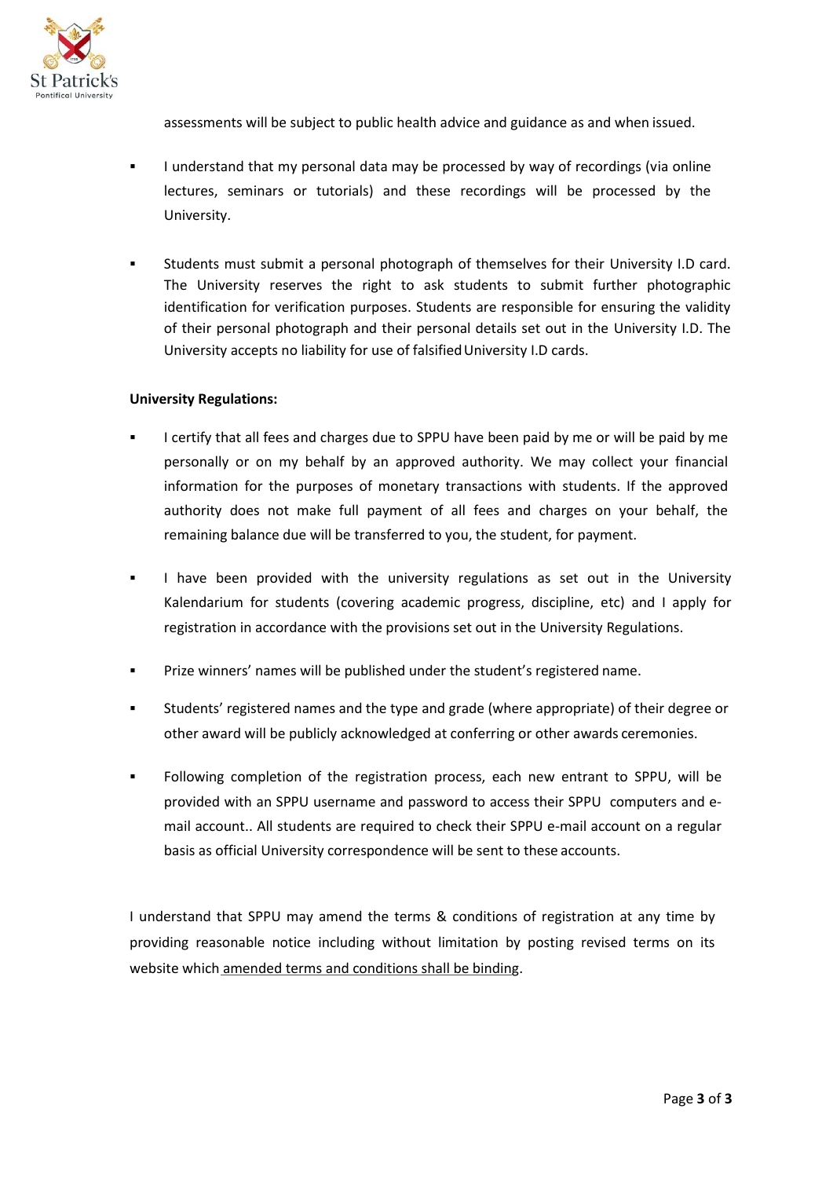assessments will be subject to public health advice and guidance as and when issued.

- I understand that my personal data may be processed by way of recordings (via online lectures, seminars or tutorials) and these recordings will be processed by the University.

- Students must submit a personal photograph of themselves for their University I.D card. The University reserves the right to ask students to submit further photographic identification for verification purposes. Students are responsible for ensuring the validity of their personal photograph and their personal details set out in the University I.D. The University accepts no liability for use of falsified University I.D cards.

**University Regulations:**

- I certify that all fees and charges due to SPPU have been paid by me or will be paid by me personally or on my behalf by an approved authority. We may collect your financial information for the purposes of monetary transactions with students. If the approved authority does not make full payment of all fees and charges on your behalf, the remaining balance due will be transferred to you, the student, for payment.

- I have been provided with the university regulations as set out in the University Kalendarium for students (covering academic progress, discipline, etc) and I apply for registration in accordance with the provisions set out in the University Regulations.

- Prize winners' names will be published under the student's registered name.

- Students' registered names and the type and grade (where appropriate) of their degree or other award will be publicly acknowledged at conferring or other awards ceremonies.

- Following completion of the registration process, each new entrant to SPPU, will be provided with an SPPU username and password to access their SPPU computers and e-mail account.. All students are required to check their SPPU e-mail account on a regular basis as official University correspondence will be sent to these accounts.

I understand that SPPU may amend the terms & conditions of registration at any time by providing reasonable notice including without limitation by posting revised terms on its website which amended terms and conditions shall be binding.